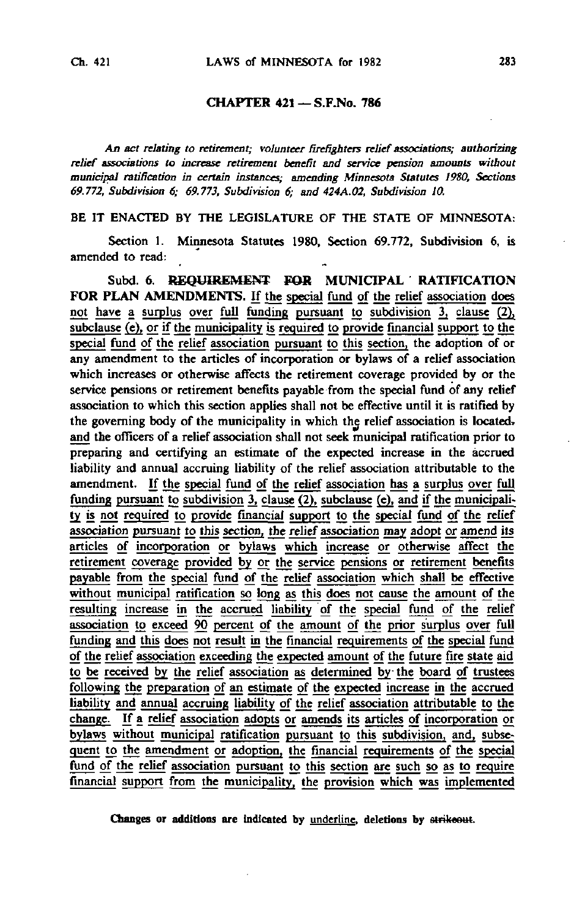## CHAPTER 421 — S.F.No. 786

*An act relating to retirement; volunteer firefighters relief associations; authorizing relief associations to increase retirement benefit and service pension amounts without municipal ratification in certain instances; amending Minnesota Statutes 1980, Sections 69.772, Subdivision 6; 69.773, Subdivision 6; and 424A.02, Subdivision 10.*

BE IT ENACTED BY THE LEGISLATURE OF THE STATE OF MINNESOTA:

Section 1. Minnesota Statutes 1980, Section 69.772, Subdivision 6, is amended to read:

Subd. 6. ~~REQUIREMENT FOR~~ MUNICIPAL RATIFICATION FOR PLAN AMENDMENTS. If the special fund of the relief association does not have a surplus over full funding pursuant to subdivision 3, clause (2), subclause (e), or if the municipality is required to provide financial support to the special fund of the relief association pursuant to this section, the adoption of or any amendment to the articles of incorporation or bylaws of a relief association which increases or otherwise affects the retirement coverage provided by or the service pensions or retirement benefits payable from the special fund of any relief association to which this section applies shall not be effective until it is ratified by the governing body of the municipality in which the relief association is located~~.~~ and the officers of a relief association shall not seek municipal ratification prior to preparing and certifying an estimate of the expected increase in the accrued liability and annual accruing liability of the relief association attributable to the amendment. If the special fund of the relief association has a surplus over full funding pursuant to subdivision 3, clause (2), subclause (e), and if the municipality is not required to provide financial support to the special fund of the relief association pursuant to this section, the relief association may adopt or amend its articles of incorporation or bylaws which increase or otherwise affect the retirement coverage provided by or the service pensions or retirement benefits payable from the special fund of the relief association which shall be effective without municipal ratification so long as this does not cause the amount of the resulting increase in the accrued liability of the special fund of the relief association to exceed 90 percent of the amount of the prior surplus over full funding and this does not result in the financial requirements of the special fund of the relief association exceeding the expected amount of the future fire state aid to be received by the relief association as determined by the board of trustees following the preparation of an estimate of the expected increase in the accrued liability and annual accruing liability of the relief association attributable to the change. If a relief association adopts or amends its articles of incorporation or bylaws without municipal ratification pursuant to this subdivision, and, subsequent to the amendment or adoption, the financial requirements of the special fund of the relief association pursuant to this section are such so as to require financial support from the municipality, the provision which was implemented

Changes or additions are indicated by underline, deletions by ~~strikeout~~.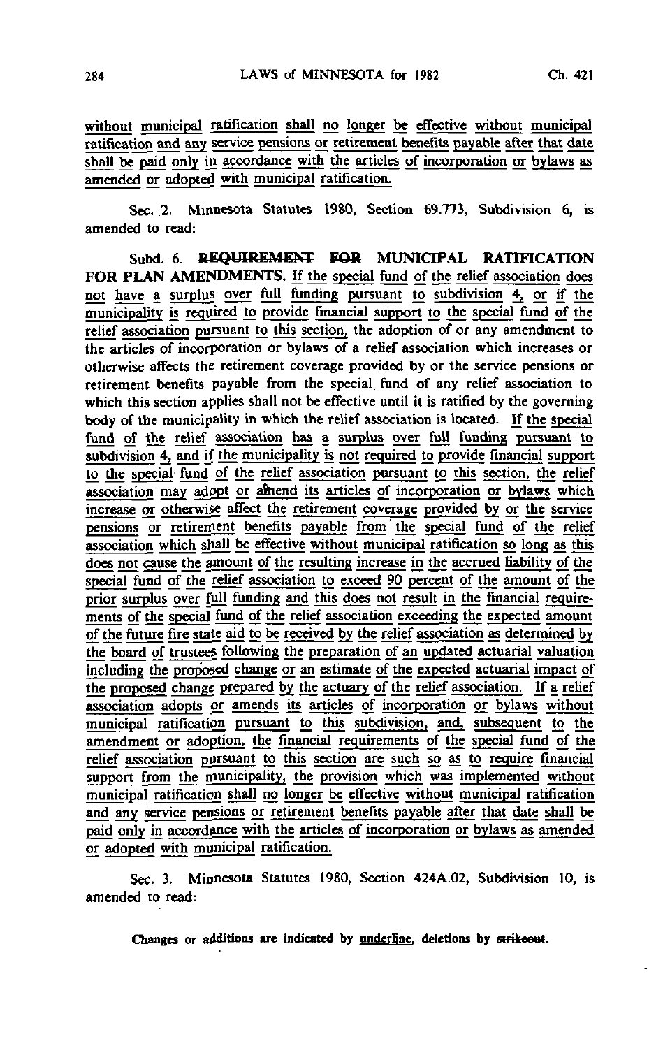without municipal ratification shall no longer be effective without municipal ratification and any service pensions or retirement benefits payable after that date shall be paid only in accordance with the articles of incorporation or bylaws as amended or adopted with municipal ratification.

Sec. 2. Minnesota Statutes 1980, Section 69.773, Subdivision 6, is amended to read:

Subd. 6. ~~REQUIREMENT FOR~~ MUNICIPAL RATIFICATION FOR PLAN AMENDMENTS. If the special fund of the relief association does not have a surplus over full funding pursuant to subdivision 4, or if the municipality is required to provide financial support to the special fund of the relief association pursuant to this section, the adoption of or any amendment to the articles of incorporation or bylaws of a relief association which increases or otherwise affects the retirement coverage provided by or the service pensions or retirement benefits payable from the special fund of any relief association to which this section applies shall not be effective until it is ratified by the governing body of the municipality in which the relief association is located. If the special fund of the relief association has a surplus over full funding pursuant to subdivision 4, and if the municipality is not required to provide financial support to the special fund of the relief association pursuant to this section, the relief association may adopt or amend its articles of incorporation or bylaws which increase or otherwise affect the retirement coverage provided by or the service pensions or retirement benefits payable from the special fund of the relief association which shall be effective without municipal ratification so long as this does not cause the amount of the resulting increase in the accrued liability of the special fund of the relief association to exceed 90 percent of the amount of the prior surplus over full funding and this does not result in the financial requirements of the special fund of the relief association exceeding the expected amount of the future fire state aid to be received by the relief association as determined by the board of trustees following the preparation of an updated actuarial valuation including the proposed change or an estimate of the expected actuarial impact of the proposed change prepared by the actuary of the relief association. If a relief association adopts or amends its articles of incorporation or bylaws without municipal ratification pursuant to this subdivision, and, subsequent to the amendment or adoption, the financial requirements of the special fund of the relief association pursuant to this section are such so as to require financial support from the municipality, the provision which was implemented without municipal ratification shall no longer be effective without municipal ratification and any service pensions or retirement benefits payable after that date shall be paid only in accordance with the articles of incorporation or bylaws as amended or adopted with municipal ratification.

Sec. 3. Minnesota Statutes 1980, Section 424A.02, Subdivision 10, is amended to read:

Changes or additions are indicated by underline, deletions by ~~strikeout~~.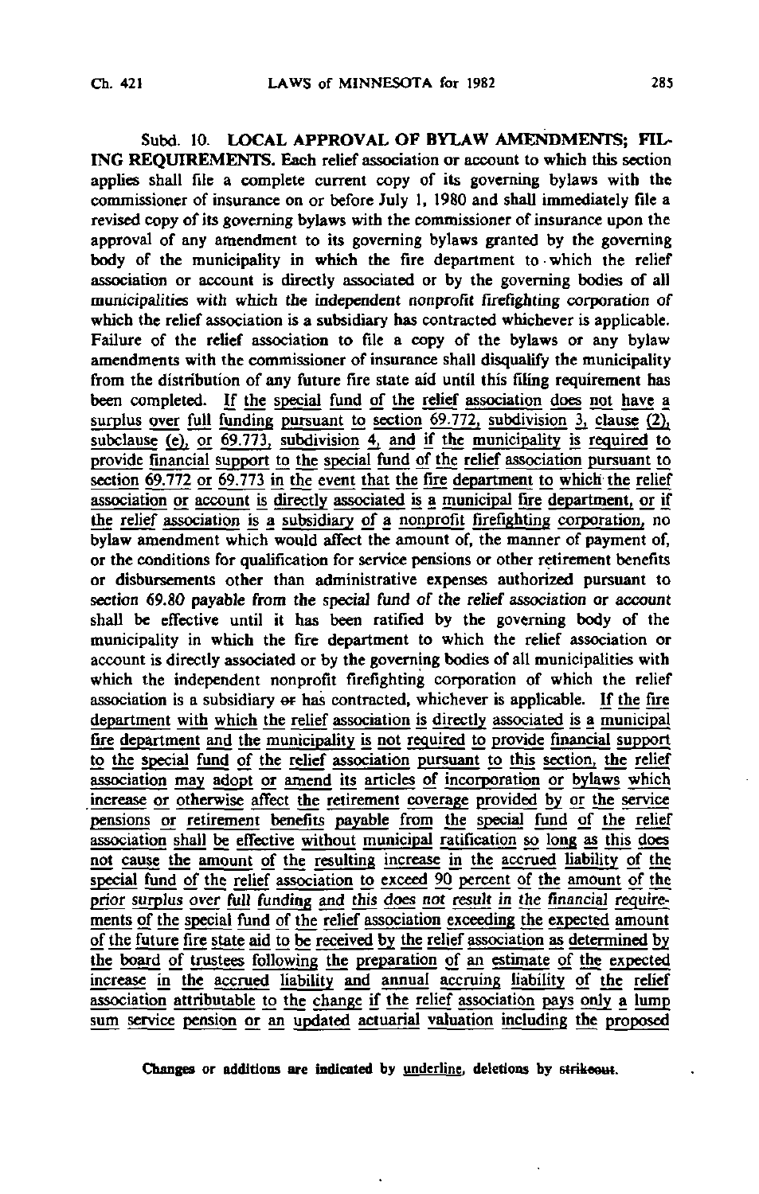Subd. 10. **LOCAL APPROVAL OF BYLAW AMENDMENTS; FILING REQUIREMENTS.** Each relief association or account to which this section applies shall file a complete current copy of its governing bylaws with the commissioner of insurance on or before July 1, 1980 and shall immediately file a revised copy of its governing bylaws with the commissioner of insurance upon the approval of any amendment to its governing bylaws granted by the governing body of the municipality in which the fire department to which the relief association or account is directly associated or by the governing bodies of all municipalities with which the independent nonprofit firefighting corporation of which the relief association is a subsidiary has contracted whichever is applicable. Failure of the relief association to file a copy of the bylaws or any bylaw amendments with the commissioner of insurance shall disqualify the municipality from the distribution of any future fire state aid until this filing requirement has been completed. If the special fund of the relief association does not have a surplus over full funding pursuant to section 69.772, subdivision 3, clause (2), subclause (e), or 69.773, subdivision 4, and if the municipality is required to provide financial support to the special fund of the relief association pursuant to section 69.772 or 69.773 in the event that the fire department to which the relief association or account is directly associated is a municipal fire department, or if the relief association is a subsidiary of a nonprofit firefighting corporation, no bylaw amendment which would affect the amount of, the manner of payment of, or the conditions for qualification for service pensions or other retirement benefits or disbursements other than administrative expenses authorized pursuant to section 69.80 payable from the special fund of the relief association or account shall be effective until it has been ratified by the governing body of the municipality in which the fire department to which the relief association or account is directly associated or by the governing bodies of all municipalities with which the independent nonprofit firefighting corporation of which the relief association is a subsidiary ~~or~~ has contracted, whichever is applicable. If the fire department with which the relief association is directly associated is a municipal fire department and the municipality is not required to provide financial support to the special fund of the relief association pursuant to this section, the relief association may adopt or amend its articles of incorporation or bylaws which increase or otherwise affect the retirement coverage provided by or the service pensions or retirement benefits payable from the special fund of the relief association shall be effective without municipal ratification so long as this does not cause the amount of the resulting increase in the accrued liability of the special fund of the relief association to exceed 90 percent of the amount of the prior surplus over full funding and this does not result in the financial requirements of the special fund of the relief association exceeding the expected amount of the future fire state aid to be received by the relief association as determined by the board of trustees following the preparation of an estimate of the expected increase in the accrued liability and annual accruing liability of the relief association attributable to the change if the relief association pays only a lump sum service pension or an updated actuarial valuation including the proposed

Changes or additions are indicated by underline, deletions by ~~strikeout~~.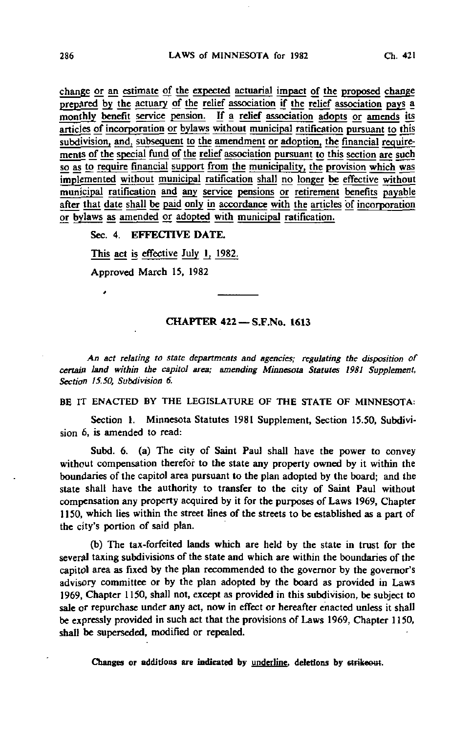change or an estimate of the expected actuarial impact of the proposed change prepared by the actuary of the relief association if the relief association pays a monthly benefit service pension. If a relief association adopts or amends its articles of incorporation or bylaws without municipal ratification pursuant to this subdivision, and, subsequent to the amendment or adoption, the financial requirements of the special fund of the relief association pursuant to this section are such so as to require financial support from the municipality, the provision which was implemented without municipal ratification shall no longer be effective without municipal ratification and any service pensions or retirement benefits payable after that date shall be paid only in accordance with the articles of incorporation or bylaws as amended or adopted with municipal ratification.

Sec. 4. **EFFECTIVE DATE.**

This act is effective July 1, 1982.

Approved March 15, 1982

## CHAPTER 422 — S.F.No. 1613

*An act relating to state departments and agencies; regulating the disposition of certain land within the capitol area; amending Minnesota Statutes 1981 Supplement, Section 15.50, Subdivision 6.*

BE IT ENACTED BY THE LEGISLATURE OF THE STATE OF MINNESOTA:

Section 1. Minnesota Statutes 1981 Supplement, Section 15.50, Subdivision 6, is amended to read:

Subd. 6. (a) The city of Saint Paul shall have the power to convey without compensation therefor to the state any property owned by it within the boundaries of the capitol area pursuant to the plan adopted by the board; and the state shall have the authority to transfer to the city of Saint Paul without compensation any property acquired by it for the purposes of Laws 1969, Chapter 1150, which lies within the street lines of the streets to be established as a part of the city's portion of said plan.

(b) The tax-forfeited lands which are held by the state in trust for the several taxing subdivisions of the state and which are within the boundaries of the capitol area as fixed by the plan recommended to the governor by the governor's advisory committee or by the plan adopted by the board as provided in Laws 1969, Chapter 1150, shall not, except as provided in this subdivision, be subject to sale or repurchase under any act, now in effect or hereafter enacted unless it shall be expressly provided in such act that the provisions of Laws 1969, Chapter 1150, shall be superseded, modified or repealed.

Changes or additions are indicated by underline, deletions by strikeout.